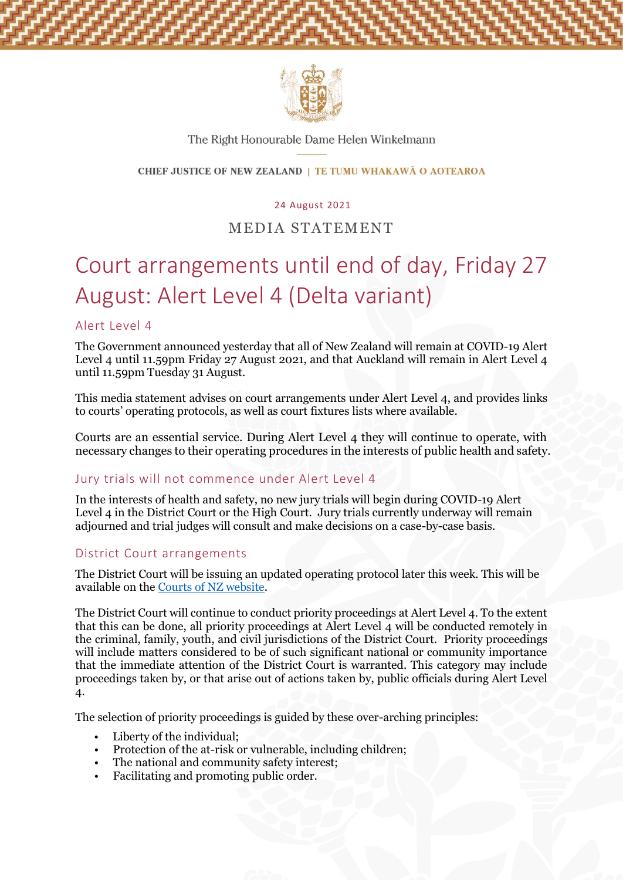The Right Honourable Dame Helen Winkelmann

CHIEF JUSTICE OF NEW ZEALAND | TE TUMU WHAKAWĀ O AOTEAROA

24 August 2021

MEDIA STATEMENT

# Court arrangements until end of day, Friday 27 August: Alert Level 4 (Delta variant)

## Alert Level 4

The Government announced yesterday that all of New Zealand will remain at COVID-19 Alert Level 4 until 11.59pm Friday 27 August 2021, and that Auckland will remain in Alert Level 4 until 11.59pm Tuesday 31 August.

This media statement advises on court arrangements under Alert Level 4, and provides links to courts' operating protocols, as well as court fixtures lists where available.

Courts are an essential service. During Alert Level 4 they will continue to operate, with necessary changes to their operating procedures in the interests of public health and safety.

## Jury trials will not commence under Alert Level 4

In the interests of health and safety, no new jury trials will begin during COVID-19 Alert Level 4 in the District Court or the High Court. Jury trials currently underway will remain adjourned and trial judges will consult and make decisions on a case-by-case basis.

## District Court arrangements

The District Court will be issuing an updated operating protocol later this week. This will be available on the Courts of NZ website.

The District Court will continue to conduct priority proceedings at Alert Level 4. To the extent that this can be done, all priority proceedings at Alert Level 4 will be conducted remotely in the criminal, family, youth, and civil jurisdictions of the District Court. Priority proceedings will include matters considered to be of such significant national or community importance that the immediate attention of the District Court is warranted. This category may include proceedings taken by, or that arise out of actions taken by, public officials during Alert Level 4.

The selection of priority proceedings is guided by these over-arching principles:

- Liberty of the individual;
- Protection of the at-risk or vulnerable, including children;
- The national and community safety interest;
- Facilitating and promoting public order.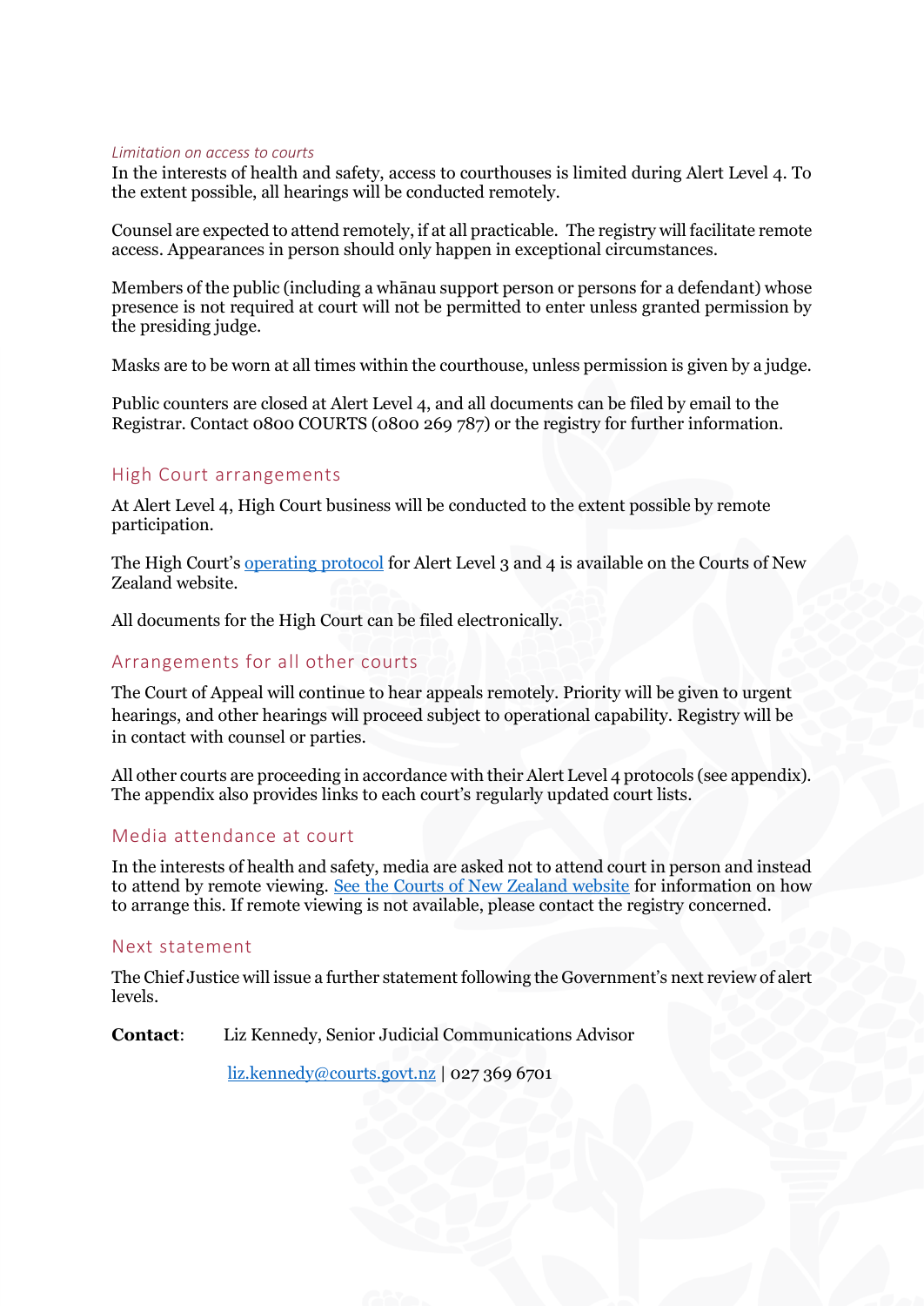*Limitation on access to courts*

In the interests of health and safety, access to courthouses is limited during Alert Level 4. To the extent possible, all hearings will be conducted remotely.

Counsel are expected to attend remotely, if at all practicable. The registry will facilitate remote access. Appearances in person should only happen in exceptional circumstances.

Members of the public (including a whānau support person or persons for a defendant) whose presence is not required at court will not be permitted to enter unless granted permission by the presiding judge.

Masks are to be worn at all times within the courthouse, unless permission is given by a judge.

Public counters are closed at Alert Level 4, and all documents can be filed by email to the Registrar. Contact 0800 COURTS (0800 269 787) or the registry for further information.

## High Court arrangements

At Alert Level 4, High Court business will be conducted to the extent possible by remote participation.

The High Court's operating protocol for Alert Level 3 and 4 is available on the Courts of New Zealand website.

All documents for the High Court can be filed electronically.

## Arrangements for all other courts

The Court of Appeal will continue to hear appeals remotely. Priority will be given to urgent hearings, and other hearings will proceed subject to operational capability. Registry will be in contact with counsel or parties.

All other courts are proceeding in accordance with their Alert Level 4 protocols (see appendix). The appendix also provides links to each court's regularly updated court lists.

## Media attendance at court

In the interests of health and safety, media are asked not to attend court in person and instead to attend by remote viewing. See the Courts of New Zealand website for information on how to arrange this. If remote viewing is not available, please contact the registry concerned.

## Next statement

The Chief Justice will issue a further statement following the Government's next review of alert levels.

**Contact**: Liz Kennedy, Senior Judicial Communications Advisor

liz.kennedy@courts.govt.nz | 027 369 6701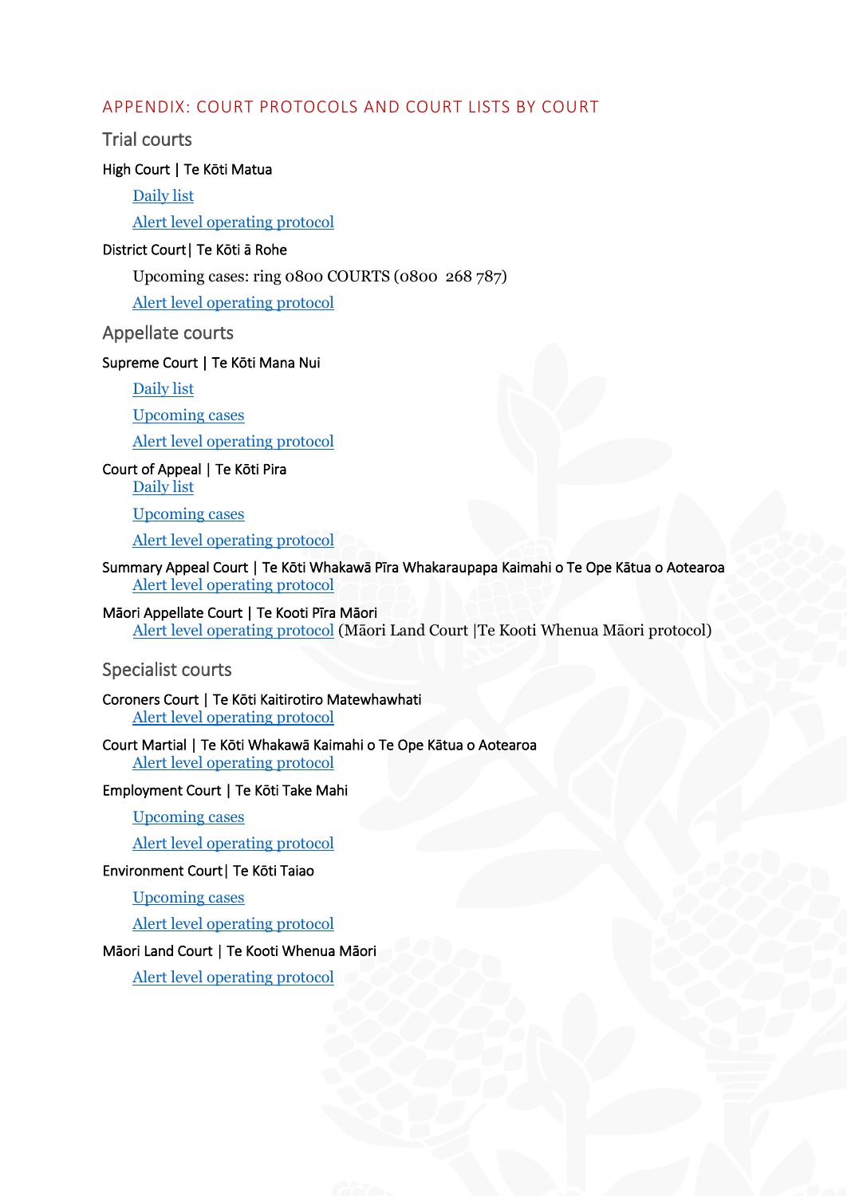## APPENDIX: COURT PROTOCOLS AND COURT LISTS BY COURT

### Trial courts

High Court | Te Kōti Matua

- Daily list
- Alert level operating protocol

District Court| Te Kōti ā Rohe

- Upcoming cases: ring 0800 COURTS (0800 268 787)
- Alert level operating protocol

### Appellate courts

Supreme Court | Te Kōti Mana Nui

- Daily list
- Upcoming cases
- Alert level operating protocol

Court of Appeal | Te Kōti Pira

- Daily list
- Upcoming cases
- Alert level operating protocol

Summary Appeal Court | Te Kōti Whakawā Pīra Whakaraupapa Kaimahi o Te Ope Kātua o Aotearoa

- Alert level operating protocol

Māori Appellate Court | Te Kooti Pīra Māori

- Alert level operating protocol (Māori Land Court |Te Kooti Whenua Māori protocol)

### Specialist courts

Coroners Court | Te Kōti Kaitirotiro Matewhawhati

- Alert level operating protocol

Court Martial | Te Kōti Whakawā Kaimahi o Te Ope Kātua o Aotearoa

- Alert level operating protocol

Employment Court | Te Kōti Take Mahi

- Upcoming cases
- Alert level operating protocol

Environment Court| Te Kōti Taiao

- Upcoming cases
- Alert level operating protocol

Māori Land Court | Te Kooti Whenua Māori

- Alert level operating protocol